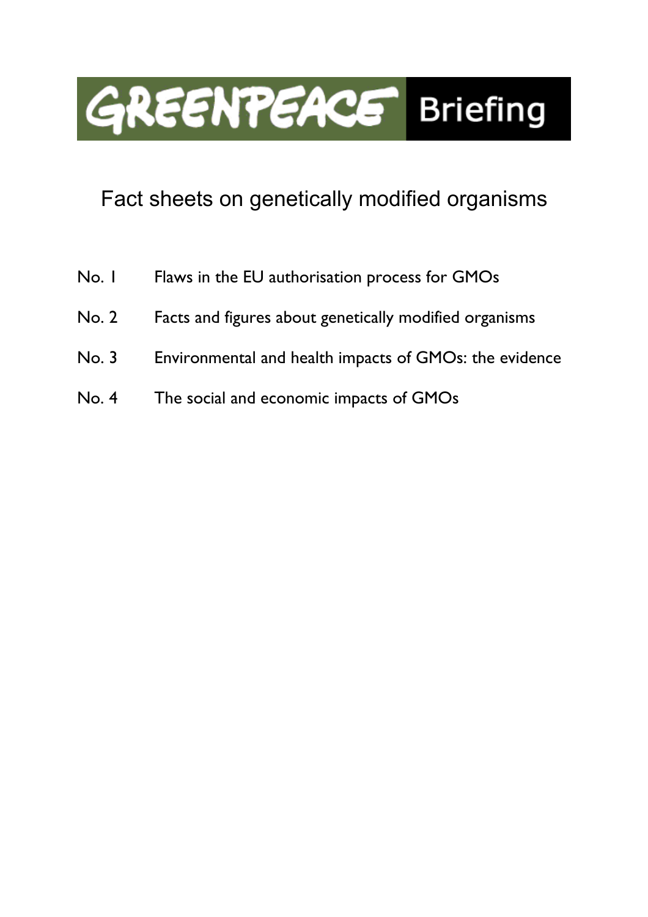# GREENPEACE Briefing

## Fact sheets on genetically modified organisms

| | |
|---|---|
| No. 1 | Flaws in the EU authorisation process for GMOs |
| No. 2 | Facts and figures about genetically modified organisms |
| No. 3 | Environmental and health impacts of GMOs: the evidence |
| No. 4 | The social and economic impacts of GMOs |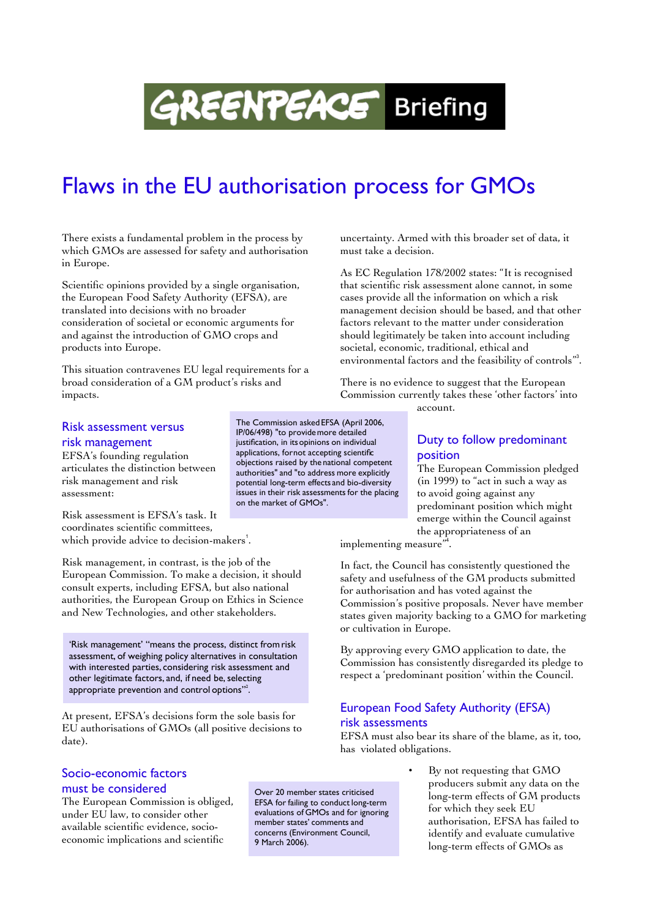# Greenpeace Briefing

# Flaws in the EU authorisation process for GMOs

There exists a fundamental problem in the process by which GMOs are assessed for safety and authorisation in Europe.

Scientific opinions provided by a single organisation, the European Food Safety Authority (EFSA), are translated into decisions with no broader consideration of societal or economic arguments for and against the introduction of GMO crops and products into Europe.

This situation contravenes EU legal requirements for a broad consideration of a GM product's risks and impacts.

## Risk assessment versus risk management

EFSA's founding regulation articulates the distinction between risk management and risk assessment:

> The Commission asked EFSA (April 2006, IP/06/498) "to provide more detailed justification, in its opinions on individual applications, for not accepting scientific objections raised by the national competent authorities" and "to address more explicitly potential long-term effects and bio-diversity issues in their risk assessments for the placing on the market of GMOs".

Risk assessment is EFSA's task. It coordinates scientific committees, which provide advice to decision-makers[1].

Risk management, in contrast, is the job of the European Commission. To make a decision, it should consult experts, including EFSA, but also national authorities, the European Group on Ethics in Science and New Technologies, and other stakeholders.

> 'Risk management' "means the process, distinct from risk assessment, of weighing policy alternatives in consultation with interested parties, considering risk assessment and other legitimate factors, and, if need be, selecting appropriate prevention and control options"[2].

At present, EFSA's decisions form the sole basis for EU authorisations of GMOs (all positive decisions to date).

## Socio-economic factors must be considered

The European Commission is obliged, under EU law, to consider other available scientific evidence, socio-economic implications and scientific uncertainty. Armed with this broader set of data, it must take a decision.

> Over 20 member states criticised EFSA for failing to conduct long-term evaluations of GMOs and for ignoring member states' comments and concerns (Environment Council, 9 March 2006).

As EC Regulation 178/2002 states: "It is recognised that scientific risk assessment alone cannot, in some cases provide all the information on which a risk management decision should be based, and that other factors relevant to the matter under consideration should legitimately be taken into account including societal, economic, traditional, ethical and environmental factors and the feasibility of controls"[3].

There is no evidence to suggest that the European Commission currently takes these 'other factors' into account.

## Duty to follow predominant position

The European Commission pledged (in 1999) to "act in such a way as to avoid going against any predominant position which might emerge within the Council against the appropriateness of an implementing measure"[4].

In fact, the Council has consistently questioned the safety and usefulness of the GM products submitted for authorisation and has voted against the Commission's positive proposals. Never have member states given majority backing to a GMO for marketing or cultivation in Europe.

By approving every GMO application to date, the Commission has consistently disregarded its pledge to respect a 'predominant position' within the Council.

## European Food Safety Authority (EFSA) risk assessments

EFSA must also bear its share of the blame, as it, too, has violated obligations.

- By not requesting that GMO producers submit any data on the long-term effects of GM products for which they seek EU authorisation, EFSA has failed to identify and evaluate cumulative long-term effects of GMOs as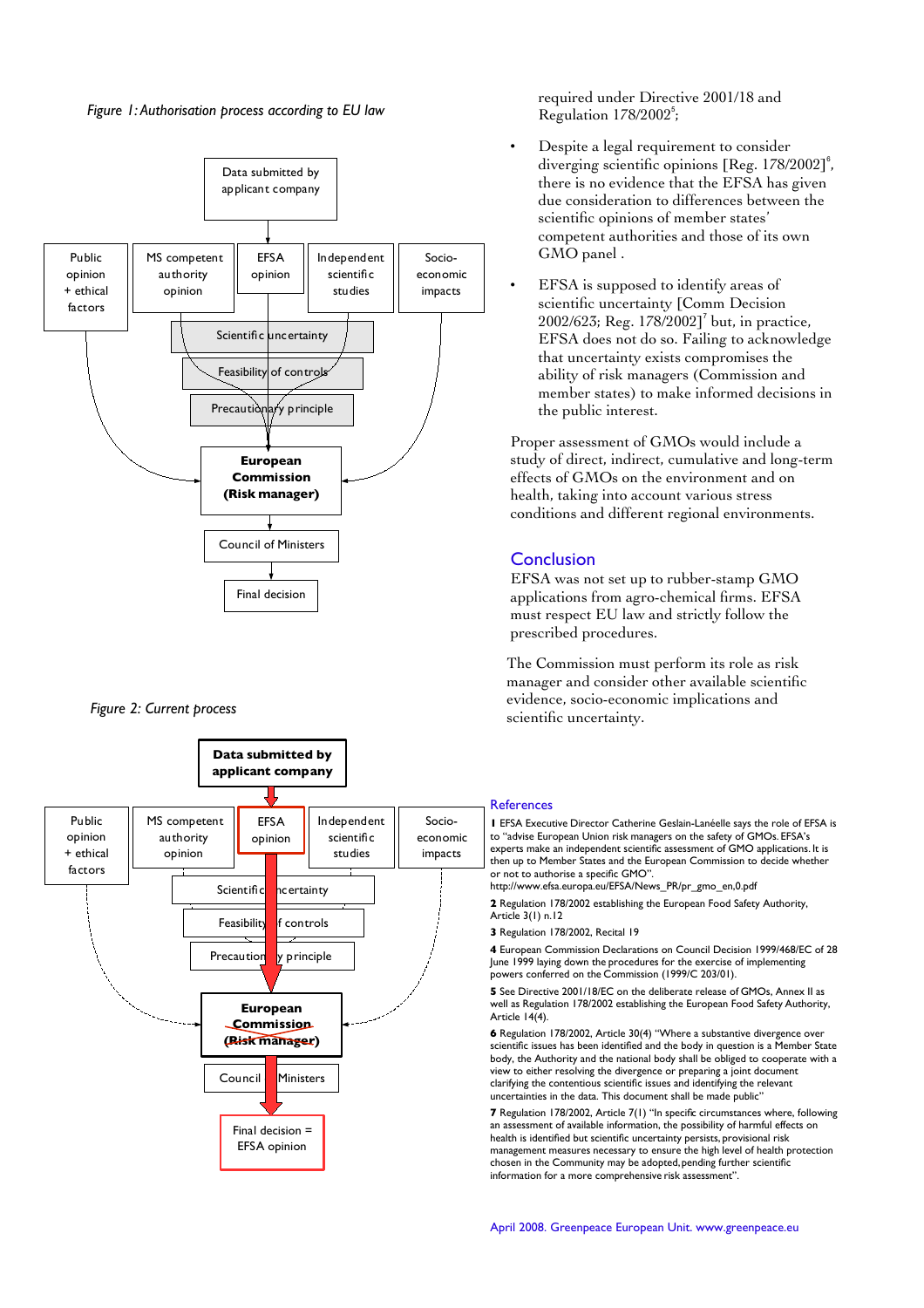*Figure 1: Authorisation process according to EU law*

Data submitted by applicant company

Public opinion + ethical factors | MS competent authority opinion | EFSA opinion | Independent scientific studies | Socio-economic impacts

Scientific uncertainty

Feasibility of controls

Precautionary principle

**European Commission (Risk manager)**

Council of Ministers

Final decision

*Figure 2: Current process*

**Data submitted by applicant company**

Public opinion + ethical factors | MS competent authority opinion | EFSA opinion | Independent scientific studies | Socio-economic impacts

Scientific uncertainty

Feasibility of controls

Precautionary principle

**European Commission (~~Risk manager~~)**

Council of Ministers

Final decision = EFSA opinion

required under Directive 2001/18 and Regulation 178/2002[5];

- Despite a legal requirement to consider diverging scientific opinions [Reg. 178/2002][6], there is no evidence that the EFSA has given due consideration to differences between the scientific opinions of member states' competent authorities and those of its own GMO panel .
- EFSA is supposed to identify areas of scientific uncertainty [Comm Decision 2002/623; Reg. 178/2002][7] but, in practice, EFSA does not do so. Failing to acknowledge that uncertainty exists compromises the ability of risk managers (Commission and member states) to make informed decisions in the public interest.

Proper assessment of GMOs would include a study of direct, indirect, cumulative and long-term effects of GMOs on the environment and on health, taking into account various stress conditions and different regional environments.

## Conclusion

EFSA was not set up to rubber-stamp GMO applications from agro-chemical firms. EFSA must respect EU law and strictly follow the prescribed procedures.

The Commission must perform its role as risk manager and consider other available scientific evidence, socio-economic implications and scientific uncertainty.

### References

**1** EFSA Executive Director Catherine Geslain-Lanéelle says the role of EFSA is to "advise European Union risk managers on the safety of GMOs. EFSA's experts make an independent scientific assessment of GMO applications. It is then up to Member States and the European Commission to decide whether or not to authorise a specific GMO".
http://www.efsa.europa.eu/EFSA/News_PR/pr_gmo_en,0.pdf

**2** Regulation 178/2002 establishing the European Food Safety Authority, Article 3(1) n.12

**3** Regulation 178/2002, Recital 19

**4** European Commission Declarations on Council Decision 1999/468/EC of 28 June 1999 laying down the procedures for the exercise of implementing powers conferred on the Commission (1999/C 203/01).

**5** See Directive 2001/18/EC on the deliberate release of GMOs, Annex II as well as Regulation 178/2002 establishing the European Food Safety Authority, Article 14(4).

**6** Regulation 178/2002, Article 30(4) "Where a substantive divergence over scientific issues has been identified and the body in question is a Member State body, the Authority and the national body shall be obliged to cooperate with a view to either resolving the divergence or preparing a joint document clarifying the contentious scientific issues and identifying the relevant uncertainties in the data. This document shall be made public"

**7** Regulation 178/2002, Article 7(1) "In specific circumstances where, following an assessment of available information, the possibility of harmful effects on health is identified but scientific uncertainty persists, provisional risk management measures necessary to ensure the high level of health protection chosen in the Community may be adopted, pending further scientific information for a more comprehensive risk assessment".

April 2008. Greenpeace European Unit. www.greenpeace.eu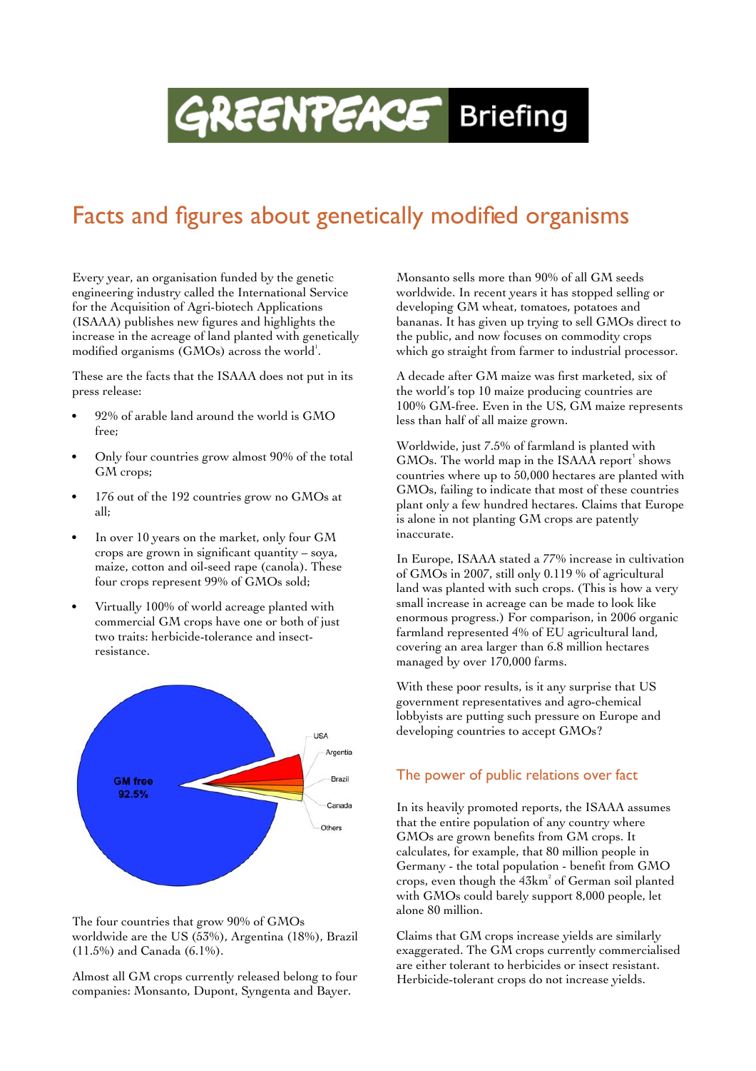# GREENPEACE Briefing

## Facts and figures about genetically modified organisms

Every year, an organisation funded by the genetic engineering industry called the International Service for the Acquisition of Agri-biotech Applications (ISAAA) publishes new figures and highlights the increase in the acreage of land planted with genetically modified organisms (GMOs) across the world[1].

These are the facts that the ISAAA does not put in its press release:

- 92% of arable land around the world is GMO free;
- Only four countries grow almost 90% of the total GM crops;
- 176 out of the 192 countries grow no GMOs at all;
- In over 10 years on the market, only four GM crops are grown in significant quantity – soya, maize, cotton and oil-seed rape (canola). These four crops represent 99% of GMOs sold;
- Virtually 100% of world acreage planted with commercial GM crops have one or both of just two traits: herbicide-tolerance and insect-resistance.

GM free 92.5%

USA, Argentia, Brazil, Canada, Others

The four countries that grow 90% of GMOs worldwide are the US (53%), Argentina (18%), Brazil (11.5%) and Canada (6.1%).

Almost all GM crops currently released belong to four companies: Monsanto, Dupont, Syngenta and Bayer.

Monsanto sells more than 90% of all GM seeds worldwide. In recent years it has stopped selling or developing GM wheat, tomatoes, potatoes and bananas. It has given up trying to sell GMOs direct to the public, and now focuses on commodity crops which go straight from farmer to industrial processor.

A decade after GM maize was first marketed, six of the world's top 10 maize producing countries are 100% GM-free. Even in the US, GM maize represents less than half of all maize grown.

Worldwide, just 7.5% of farmland is planted with GMOs. The world map in the ISAAA report[1] shows countries where up to 50,000 hectares are planted with GMOs, failing to indicate that most of these countries plant only a few hundred hectares. Claims that Europe is alone in not planting GM crops are patently inaccurate.

In Europe, ISAAA stated a 77% increase in cultivation of GMOs in 2007, still only 0.119 % of agricultural land was planted with such crops. (This is how a very small increase in acreage can be made to look like enormous progress.) For comparison, in 2006 organic farmland represented 4% of EU agricultural land, covering an area larger than 6.8 million hectares managed by over 170,000 farms.

With these poor results, is it any surprise that US government representatives and agro-chemical lobbyists are putting such pressure on Europe and developing countries to accept GMOs?

### The power of public relations over fact

In its heavily promoted reports, the ISAAA assumes that the entire population of any country where GMOs are grown benefits from GM crops. It calculates, for example, that 80 million people in Germany - the total population - benefit from GMO crops, even though the 43km$^2$ of German soil planted with GMOs could barely support 8,000 people, let alone 80 million.

Claims that GM crops increase yields are similarly exaggerated. The GM crops currently commercialised are either tolerant to herbicides or insect resistant. Herbicide-tolerant crops do not increase yields.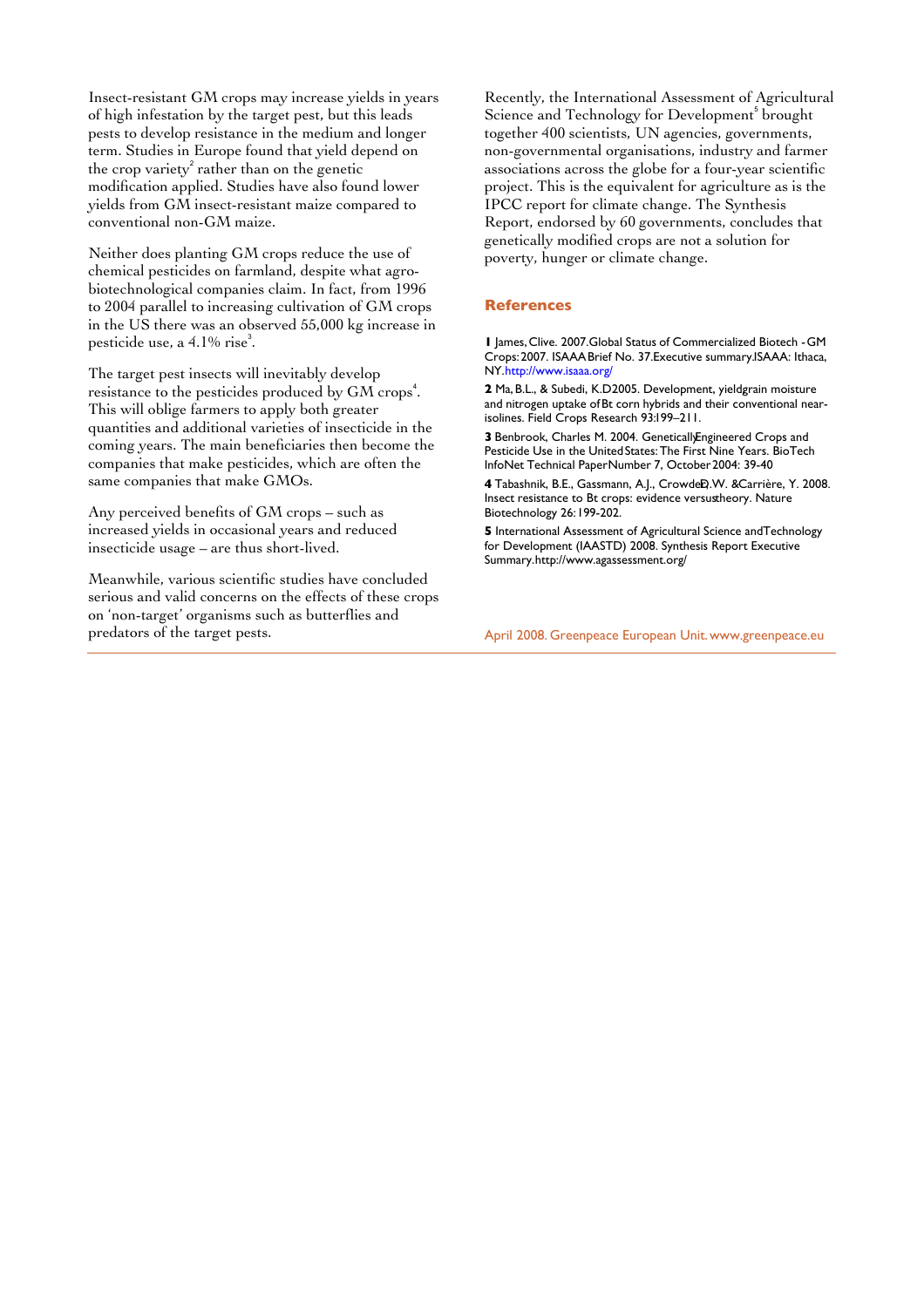Insect-resistant GM crops may increase yields in years of high infestation by the target pest, but this leads pests to develop resistance in the medium and longer term. Studies in Europe found that yield depend on the crop variety[2] rather than on the genetic modification applied. Studies have also found lower yields from GM insect-resistant maize compared to conventional non-GM maize.

Neither does planting GM crops reduce the use of chemical pesticides on farmland, despite what agro-biotechnological companies claim. In fact, from 1996 to 2004 parallel to increasing cultivation of GM crops in the US there was an observed 55,000 kg increase in pesticide use, a 4.1% rise[3].

The target pest insects will inevitably develop resistance to the pesticides produced by GM crops[4]. This will oblige farmers to apply both greater quantities and additional varieties of insecticide in the coming years. The main beneficiaries then become the companies that make pesticides, which are often the same companies that make GMOs.

Any perceived benefits of GM crops – such as increased yields in occasional years and reduced insecticide usage – are thus short-lived.

Meanwhile, various scientific studies have concluded serious and valid concerns on the effects of these crops on 'non-target' organisms such as butterflies and predators of the target pests.

Recently, the International Assessment of Agricultural Science and Technology for Development[5] brought together 400 scientists, UN agencies, governments, non-governmental organisations, industry and farmer associations across the globe for a four-year scientific project. This is the equivalent for agriculture as is the IPCC report for climate change. The Synthesis Report, endorsed by 60 governments, concludes that genetically modified crops are not a solution for poverty, hunger or climate change.

## References

**1** James, Clive. 2007. Global Status of Commercialized Biotech - GM Crops: 2007. ISAAA Brief No. 37. Executive summary. ISAAA: Ithaca, NY. http://www.isaaa.org/

**2** Ma, B.L., & Subedi, K.D 2005. Development, yield grain moisture and nitrogen uptake of Bt corn hybrids and their conventional near-isolines. Field Crops Research 93:199–211.

**3** Benbrook, Charles M. 2004. Genetically Engineered Crops and Pesticide Use in the United States: The First Nine Years. BioTech InfoNet Technical Paper Number 7, October 2004: 39-40

**4** Tabashnik, B.E., Gassmann, A.J., Crowder, D.W. & Carrière, Y. 2008. Insect resistance to Bt crops: evidence versus theory. Nature Biotechnology 26: 199-202.

**5** International Assessment of Agricultural Science and Technology for Development (IAASTD) 2008. Synthesis Report Executive Summary. http://www.agassessment.org/

April 2008. Greenpeace European Unit. www.greenpeace.eu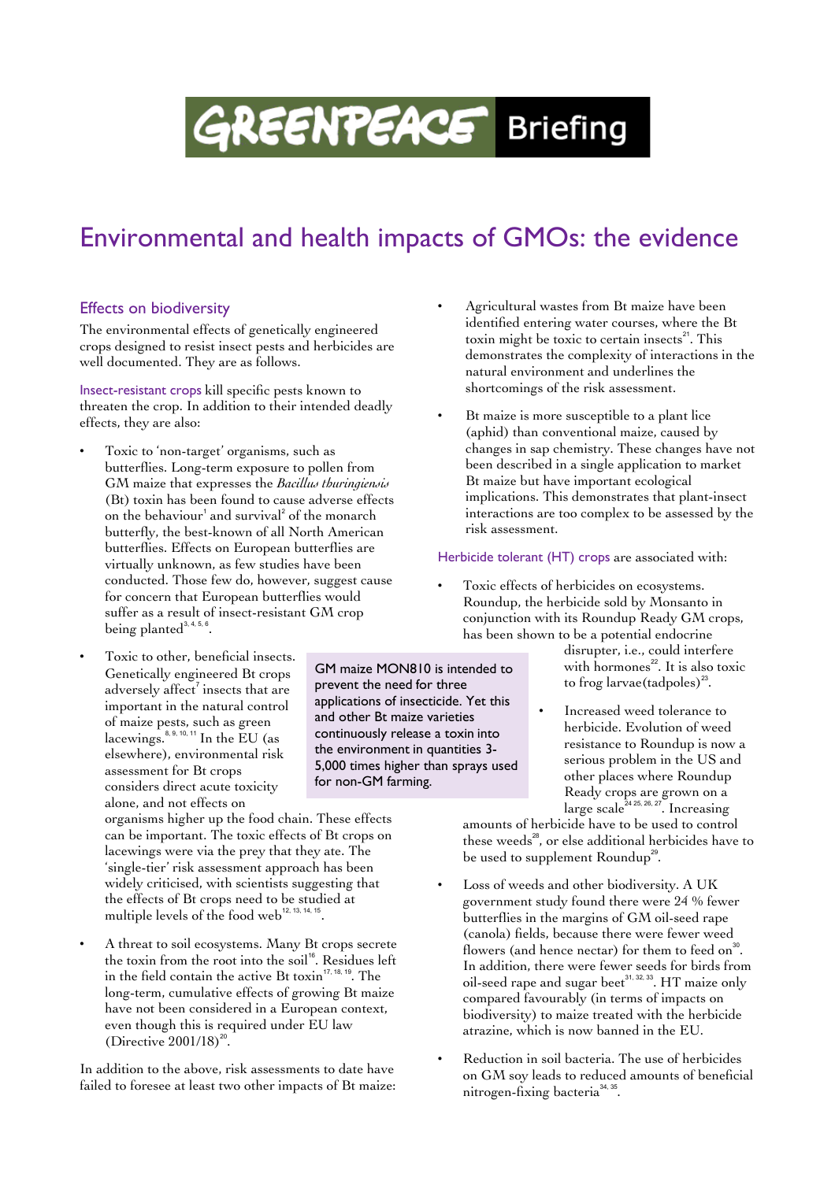# Greenpeace Briefing

# Environmental and health impacts of GMOs: the evidence

## Effects on biodiversity

The environmental effects of genetically engineered crops designed to resist insect pests and herbicides are well documented. They are as follows.

**Insect-resistant crops** kill specific pests known to threaten the crop. In addition to their intended deadly effects, they are also:

- Toxic to 'non-target' organisms, such as butterflies. Long-term exposure to pollen from GM maize that expresses the *Bacillus thuringiensis* (Bt) toxin has been found to cause adverse effects on the behaviour[1] and survival[2] of the monarch butterfly, the best-known of all North American butterflies. Effects on European butterflies are virtually unknown, as few studies have been conducted. Those few do, however, suggest cause for concern that European butterflies would suffer as a result of insect-resistant GM crop being planted[3, 4, 5, 6].

- Toxic to other, beneficial insects. Genetically engineered Bt crops adversely affect[7] insects that are important in the natural control of maize pests, such as green lacewings.[8, 9, 10, 11] In the EU (as elsewhere), environmental risk assessment for Bt crops considers direct acute toxicity alone, and not effects on organisms higher up the food chain. These effects can be important. The toxic effects of Bt crops on lacewings were via the prey that they ate. The 'single-tier' risk assessment approach has been widely criticised, with scientists suggesting that the effects of Bt crops need to be studied at multiple levels of the food web[12, 13, 14, 15].

- A threat to soil ecosystems. Many Bt crops secrete the toxin from the root into the soil[16]. Residues left in the field contain the active Bt toxin[17, 18, 19]. The long-term, cumulative effects of growing Bt maize have not been considered in a European context, even though this is required under EU law (Directive 2001/18)[20].

In addition to the above, risk assessments to date have failed to foresee at least two other impacts of Bt maize:

- Agricultural wastes from Bt maize have been identified entering water courses, where the Bt toxin might be toxic to certain insects[21]. This demonstrates the complexity of interactions in the natural environment and underlines the shortcomings of the risk assessment.

- Bt maize is more susceptible to a plant lice (aphid) than conventional maize, caused by changes in sap chemistry. These changes have not been described in a single application to market Bt maize but have important ecological implications. This demonstrates that plant-insect interactions are too complex to be assessed by the risk assessment.

> GM maize MON810 is intended to prevent the need for three applications of insecticide. Yet this and other Bt maize varieties continuously release a toxin into the environment in quantities 3-5,000 times higher than sprays used for non-GM farming.

**Herbicide tolerant (HT) crops** are associated with:

- Toxic effects of herbicides on ecosystems. Roundup, the herbicide sold by Monsanto in conjunction with its Roundup Ready GM crops, has been shown to be a potential endocrine disrupter, i.e., could interfere with hormones[22]. It is also toxic to frog larvae(tadpoles)[23].

- Increased weed tolerance to herbicide. Evolution of weed resistance to Roundup is now a serious problem in the US and other places where Roundup Ready crops are grown on a large scale[24 25, 26, 27]. Increasing amounts of herbicide have to be used to control these weeds[28], or else additional herbicides have to be used to supplement Roundup[29].

- Loss of weeds and other biodiversity. A UK government study found there were 24 % fewer butterflies in the margins of GM oil-seed rape (canola) fields, because there were fewer weed flowers (and hence nectar) for them to feed on[30]. In addition, there were fewer seeds for birds from oil-seed rape and sugar beet[31, 32, 33]. HT maize only compared favourably (in terms of impacts on biodiversity) to maize treated with the herbicide atrazine, which is now banned in the EU.

- Reduction in soil bacteria. The use of herbicides on GM soy leads to reduced amounts of beneficial nitrogen-fixing bacteria[34, 35].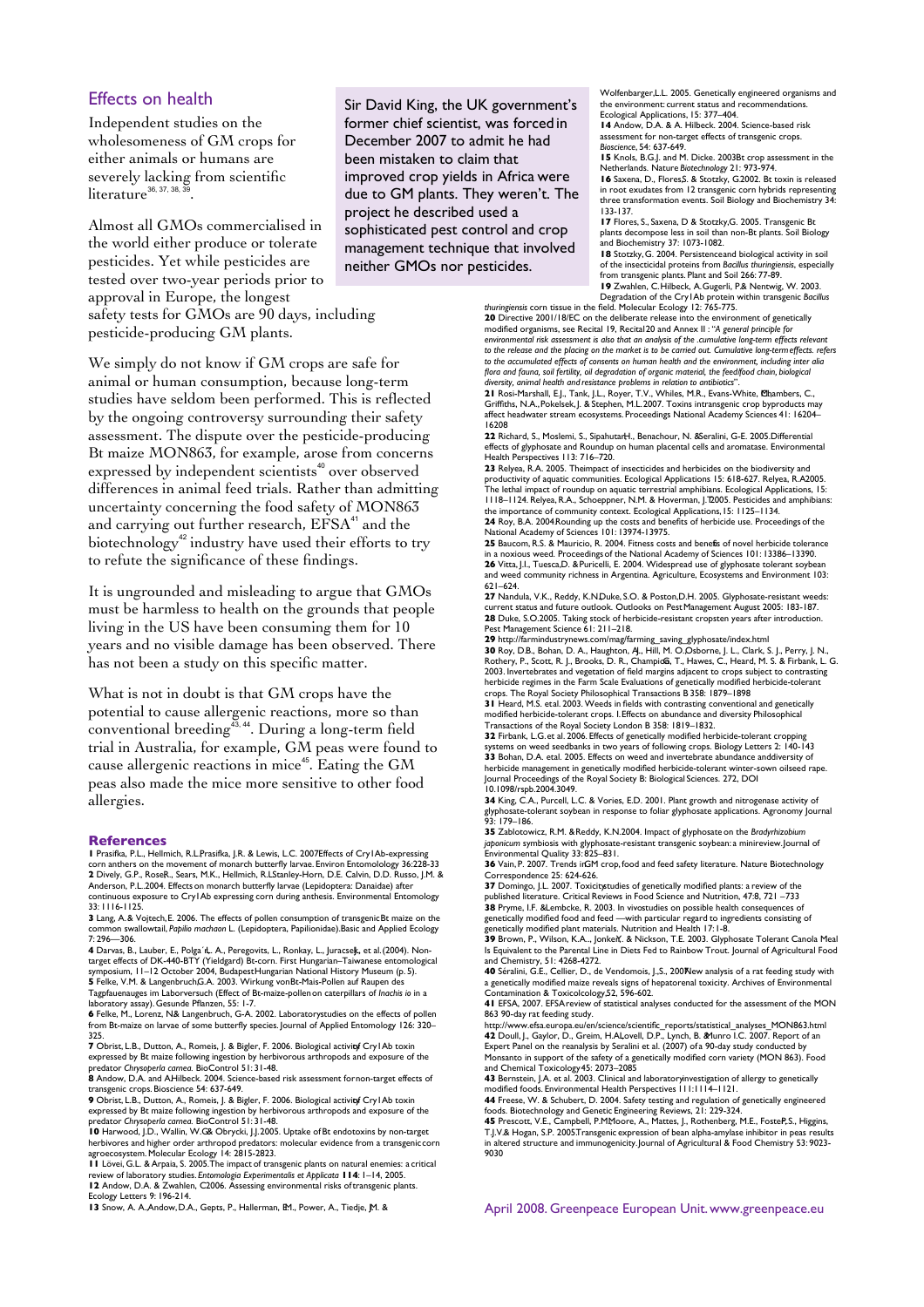## Effects on health

Independent studies on the wholesomeness of GM crops for either animals or humans are severely lacking from scientific literature[36, 37, 38, 39].

Almost all GMOs commercialised in the world either produce or tolerate pesticides. Yet while pesticides are tested over two-year periods prior to approval in Europe, the longest safety tests for GMOs are 90 days, including pesticide-producing GM plants.

We simply do not know if GM crops are safe for animal or human consumption, because long-term studies have seldom been performed. This is reflected by the ongoing controversy surrounding their safety assessment. The dispute over the pesticide-producing Bt maize MON863, for example, arose from concerns expressed by independent scientists[40] over observed differences in animal feed trials. Rather than admitting uncertainty concerning the food safety of MON863 and carrying out further research, EFSA[41] and the biotechnology[42] industry have used their efforts to try to refute the significance of these findings.

It is ungrounded and misleading to argue that GMOs must be harmless to health on the grounds that people living in the US have been consuming them for 10 years and no visible damage has been observed. There has not been a study on this specific matter.

What is not in doubt is that GM crops have the potential to cause allergenic reactions, more so than conventional breeding[43, 44]. During a long-term field trial in Australia, for example, GM peas were found to cause allergenic reactions in mice[45]. Eating the GM peas also made the mice more sensitive to other food allergies.

Sir David King, the UK government's former chief scientist, was forced in December 2007 to admit he had been mistaken to claim that improved crop yields in Africa were due to GM plants. They weren't. The project he described used a sophisticated pest control and crop management technique that involved neither GMOs nor pesticides.

### References

**1** Prasifka, P.L., Hellmich, R.L.Prasifka, J.R. & Lewis, L.C. 2007Effects of Cry1Ab-expressing corn anthers on the movement of monarch butterfly larvae. Environ Entomology 36:228-33

**2** Dively, G.P., RoseR., Sears, M.K., Hellmich, R.LStanley-Horn, D.E. Calvin, D.D. Russo, J.M. & Anderson, P.L.2004. Effects on monarch butterfly larvae (Lepidoptera: Danaidae) after continuous exposure to Cry1Ab expressing corn during anthesis. Environmental Entomology 33: 1116-1125.

**3** Lang, A.& Vojtech, E. 2006. The effects of pollen consumption of transgenic Bt maize on the common swallowtail, *Papilio machaon* L. (Lepidoptera, Papilionidae).Basic and Applied Ecology 7: 296—306.

**4** Darvas, B., Lauber, E., Polgár L. A., Peregovits, L., Ronkay, L., Juracsek, et al.(2004). Non-target effects of DK-440-BTY (Yieldgard) Bt-corn. First Hungarian–Taiwanese entomological symposium, 11–12 October 2004, BudapestHungarian National History Museum (p. 5).

**5** Felke, V.M. & Langenbruch,G.A. 2003. Wirkung vonBt-Mais-Pollen auf Raupen des Tagpfauenauges im Laborversuch (Effect of Bt-maize-pollen on caterpillars of *Inachis io* in a laboratory assay). Gesunde Pflanzen, 55: 1-7.

**6** Felke, M., Lorenz, N& Langenbruch, G-A. 2002. Laboratorystudies on the effects of pollen from Bt-maize on larvae of some butterfly species. Journal of Applied Entomology 126: 320–325.

**7** Obrist, L.B., Dutton, A., Romeis, J. & Bigler, F. 2006. Biological activityof Cry1Ab toxin expressed by Bt maize following ingestion by herbivorous arthropods and exposure of the predator *Chrysoperla carnea*. BioControl 51:31-48.

**8** Andow, D.A. and A.Hilbeck. 2004. Science-based risk assessment fornon-target effects of transgenic crops. Bioscience 54: 637-649.

**9** Obrist, L.B., Dutton, A., Romeis, J. & Bigler, F. 2006. Biological activityof Cry1Ab toxin expressed by Bt maize following ingestion by herbivorous arthropods and exposure of the predator *Chrysoperla carnea*. BioControl 51: 31-48.

**10** Harwood, J.D., Wallin, W.G& Obrycki, J.J.2005. Uptake of Bt endotoxins by non-target herbivores and higher order arthropod predators: molecular evidence from a transgenic corn agroecosystem. Molecular Ecology 14: 2815-2823.

**11** Lövei, G.L. & Arpaia, S. 2005.The impact of transgenic plants on natural enemies: a critical review of laboratory studies. *Entomologia Experimentalis et Applicata* **114**: 1–14, 2005.

**12** Andow, D.A. & Zwahlen, C2006. Assessing environmental risks of transgenic plants. Ecology Letters 9: 196-214.

**13** Snow, A. A.,Andow, D.A., Gepts, P., Hallerman, E.M., Power, A., Tiedje, J.M. & Wolfenbarger,L.L. 2005. Genetically engineered organisms and the environment: current status and recommendations. Ecological Applications, 15: 377–404.

**14** Andow, D.A. & A. Hilbeck. 2004. Science-based risk assessment for non-target effects of transgenic crops. *Bioscience*, 54: 637-649.

**15** Knols, B.G.J. and M. Dicke. 2003Bt crop assessment in the Netherlands. Nature *Biotechnology* 21: 973-974.

**16** Saxena, D., Flores,S. & Stotzky, G.2002. Bt toxin is released in root exudates from 12 transgenic corn hybrids representing three transformation events. Soil Biology and Biochemistry 34: 133-137.

**17** Flores, S., Saxena, D & Stotzky,G. 2005. Transgenic Bt plants decompose less in soil than non-Bt plants. Soil Biology and Biochemistry 37: 1073-1082.

**18** Stotzky, G. 2004. Persistenceand biological activity in soil of the insecticidal proteins from *Bacillus thuringiensis*, especially from transgenic plants. Plant and Soil 266: 77-89.

**19** Zwahlen, C.Hilbeck, A.Gugerli, P.& Nentwig, W. 2003. Degradation of the Cry1Ab protein within transgenic *Bacillus thuringiensis* corn tissue in the field. Molecular Ecology 12: 765-775.

**20** Directive 2001/18/EC on the deliberate release into the environment of genetically modified organisms, see Recital 19, Recital20 and Annex II : "*A general principle for environmental risk assessment is also that an analysis of the cumulative long-term effects relevant to the release and the placing on the market is to be carried out. Cumulative long-term effects. refers to the accumulated effects of consents on human health and the environment, including inter alia flora and fauna, soil fertility, oil degradation of organic material, the feed/food chain, biological diversity, animal health and resistance problems in relation to antibiotics*".

**21** Rosi-Marshall, E.J., Tank, J.L., Royer, T.V., Whiles, M.R., Evans-White, M.Chambers, C., Griffiths, N.A.,Pokelsek, J. & Stephen, M.L.2007. Toxins intransgenic crop byproducts may affect headwater stream ecosystems.Proceedings National Academy Sciences 41: 16204–16208

**22** Richard, S., Moslemi, S., SipahutarH., Benachour, N. &Seralini, G-E. 2005.Differential effects of glyphosate and Roundup on human placental cells and aromatase. Environmental Health Perspectives 113: 716–720.

**23** Relyea, R.A. 2005. Theimpact of insecticides and herbicides on the biodiversity and productivity of aquatic communities. Ecological Applications 15: 618-627. Relyea, R.A2005. The lethal impact of roundup on aquatic terrestrial amphibians. Ecological Applications, 15: 1118–1124. Relyea, R.A., Schoeppner, N.M. & Hoverman, J.T.2005. Pesticides and amphibians: the importance of community context. Ecological Applications,15: 1125–1134.

**24** Roy, B.A. 2004.Rounding up the costs and benefits of herbicide use. Proceedings of the National Academy of Sciences 101: 13974-13975.

**25** Baucom, R.S. & Mauricio, R. 2004. Fitness costs and benefits of novel herbicide tolerance in a noxious weed. Proceedings of the National Academy of Sciences 101: 13386–13390.

**26** Vitta, J.I., Tuesca,D. & Puricelli, E. 2004. Widespread use of glyphosate tolerant soybean and weed community richness in Argentina. Agriculture, Ecosystems and Environment 103: 621–624.

**27** Nandula, V.K., Reddy, K.N.Duke, S.O. & Poston,D.H. 2005. Glyphosate-resistant weeds: current status and future outlook. Outlooks on Pest Management August 2005: 183-187.

**28** Duke, S.O.2005. Taking stock of herbicide-resistant cropsten years after introduction. Pest Management Science 61: 211–218.

**29** http://farmindustrynews.com/mag/farming_saving_glyphosate/index.html

**30** Roy, D.B., Bohan, D. A., Haughton, A.J., Hill, M. O.,Osborne, J. L., Clark, S. J., Perry, J. N., Rothery, P., Scott, R. J., Brooks, D. R., Champion,G. T., Hawes, C., Heard, M. S. & Firbank, L. G. 2003. Invertebrates and vegetation of field margins adjacent to crops subject to contrasting herbicide regimes in the Farm Scale Evaluations of genetically modified herbicide-tolerant crops. The Royal Society Philosophical Transactions B 358: 1879–1898

**31** Heard, M.S. etal. 2003. Weeds in fields with contrasting conventional and genetically modified herbicide-tolerant crops. I.Effects on abundance and diversity Philosophical Transactions of the Royal Society London B 358: 1819–1832.

**32** Firbank, L.G. et al. 2006. Effects of genetically modified herbicide-tolerant cropping systems on weed seedbanks in two years of following crops. Biology Letters 2: 140-143

**33** Bohan, D.A. etal. 2005. Effects on weed and invertebrate abundance anddiversity of herbicide management in genetically modified herbicide-tolerant winter-sown oilseed rape. Journal Proceedings of the Royal Society B: Biological Sciences. 272, DOI 10.1098/rspb.2004.3049.

**34** King, C.A., Purcell, L.C. & Vories, E.D. 2001. Plant growth and nitrogenase activity of glyphosate-tolerant soybean in response to foliar glyphosate applications. Agronomy Journal 93: 179–186.

**35** Zablotowicz, R.M. &Reddy, K.N.2004. Impact of glyphosate on the *Bradyrhizobium japonicum* symbiosis with glyphosate-resistant transgenic soybean: a minireview.Journal of Environmental Quality 33: 825–831.

**36** Vain, P. 2007. Trends inGM crop, food and feed safety literature. Nature Biotechnology Correspondence 25: 624-626.

**37** Domingo, J.L. 2007. Toxicitystudies of genetically modified plants: a review of the published literature. Critical Reviews in Food Science and Nutrition, 47:8, 721 –733

**38** Pryme, I.F. &Lembcke, R. 2003. In vivostudies on possible health consequences of genetically modified food and feed —with particular regard to ingredients consisting of genetically modified plant materials. Nutrition and Health 17: 1-8.

**39** Brown, P., Wilson, K.A., JonkerY. & Nickson, T.E. 2003. Glyphosate Tolerant Canola Meal Is Equivalent to the Parental Line in Diets Fed to Rainbow Trout. Journal of Agricultural Food and Chemistry, 51: 4268-4272.

**40** Séralini, G.E., Cellier, D., de Vendomois, J.,S., 2007New analysis of a rat feeding study with a genetically modified maize reveals signs of hepatorenal toxicity. Archives of Environmental Contamination & Toxicolcology,52, 596-602.

**41** EFSA, 2007. EFSAreview of statistical analyses conducted for the assessment of the MON 863 90-day rat feeding study. http://www.efsa.europa.eu/en/science/scientific_reports/statistical_analyses_MON863.html

**42** Doull, J., Gaylor, D., Greim, H.A.Lovell, D.P., Lynch, B. &Munro I.C. 2007. Report of an Expert Panel on the reanalysis by Seralini et al. (2007) ofa 90-day study conducted by Monsanto in support of the safety of a genetically modified corn variety (MON 863). Food and Chemical Toxicology45: 2073–2085

**43** Bernstein, J.A. et al. 2003. Clinical and laboratoryinvestigation of allergy to genetically modified foods. Environmental Health Perspectives 111:1114–1121.

**44** Freese, W. & Schubert, D. 2004. Safety testing and regulation of genetically engineered foods. Biotechnology and Genetic Engineering Reviews, 21: 229-324.

**45** Prescott, V.E., Campbell, P.M.Moore, A., Mattes, J., Rothenberg, M.E., FosterP.S., Higgins, T.J.V.& Hogan, S.P. 2005.Transgenic expression of bean alpha-amylase inhibitor in peas results in altered structure and immunogenicity.Journal of Agricultural & Food Chemistry 53: 9023-9030

April 2008. Greenpeace European Unit. www.greenpeace.eu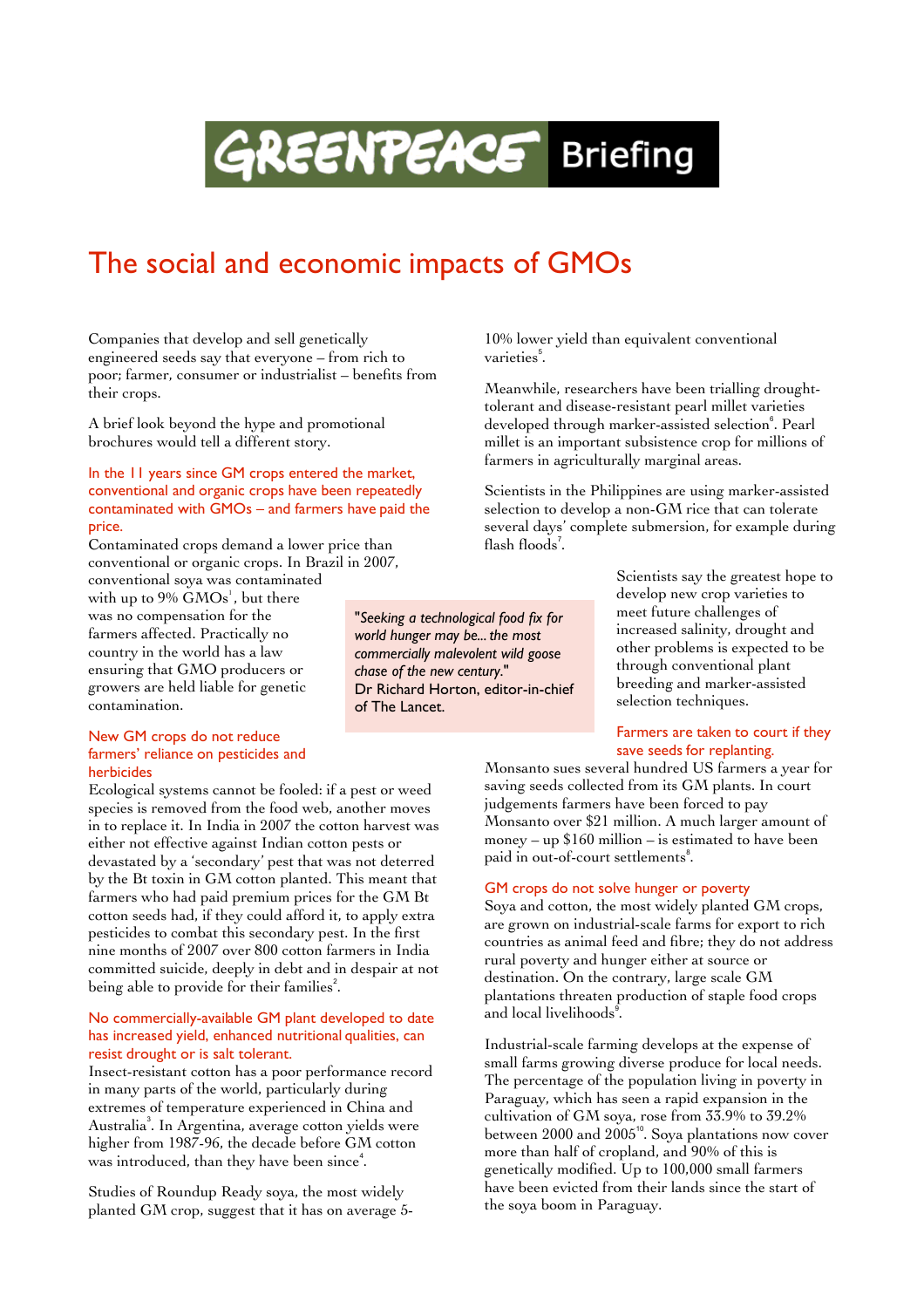# The social and economic impacts of GMOs

Companies that develop and sell genetically engineered seeds say that everyone – from rich to poor; farmer, consumer or industrialist – benefits from their crops.

A brief look beyond the hype and promotional brochures would tell a different story.

## In the 11 years since GM crops entered the market, conventional and organic crops have been repeatedly contaminated with GMOs – and farmers have paid the price.

Contaminated crops demand a lower price than conventional or organic crops. In Brazil in 2007, conventional soya was contaminated with up to 9% GMOs[1], but there was no compensation for the farmers affected. Practically no country in the world has a law ensuring that GMO producers or growers are held liable for genetic contamination.

> "*Seeking a technological food fix for world hunger may be... the most commercially malevolent wild goose chase of the new century.*"
> Dr Richard Horton, editor-in-chief of The Lancet.

## New GM crops do not reduce farmers' reliance on pesticides and herbicides

Ecological systems cannot be fooled: if a pest or weed species is removed from the food web, another moves in to replace it. In India in 2007 the cotton harvest was either not effective against Indian cotton pests or devastated by a 'secondary' pest that was not deterred by the Bt toxin in GM cotton planted. This meant that farmers who had paid premium prices for the GM Bt cotton seeds had, if they could afford it, to apply extra pesticides to combat this secondary pest. In the first nine months of 2007 over 800 cotton farmers in India committed suicide, deeply in debt and in despair at not being able to provide for their families[2].

## No commercially-available GM plant developed to date has increased yield, enhanced nutritional qualities, can resist drought or is salt tolerant.

Insect-resistant cotton has a poor performance record in many parts of the world, particularly during extremes of temperature experienced in China and Australia[3]. In Argentina, average cotton yields were higher from 1987-96, the decade before GM cotton was introduced, than they have been since[4].

Studies of Roundup Ready soya, the most widely planted GM crop, suggest that it has on average 5-10% lower yield than equivalent conventional varieties[5].

Meanwhile, researchers have been trialling drought-tolerant and disease-resistant pearl millet varieties developed through marker-assisted selection[6]. Pearl millet is an important subsistence crop for millions of farmers in agriculturally marginal areas.

Scientists in the Philippines are using marker-assisted selection to develop a non-GM rice that can tolerate several days' complete submersion, for example during flash floods[7].

Scientists say the greatest hope to develop new crop varieties to meet future challenges of increased salinity, drought and other problems is expected to be through conventional plant breeding and marker-assisted selection techniques.

## Farmers are taken to court if they save seeds for replanting.

Monsanto sues several hundred US farmers a year for saving seeds collected from its GM plants. In court judgements farmers have been forced to pay Monsanto over $21 million. A much larger amount of money – up $160 million – is estimated to have been paid in out-of-court settlements[8].

## GM crops do not solve hunger or poverty

Soya and cotton, the most widely planted GM crops, are grown on industrial-scale farms for export to rich countries as animal feed and fibre; they do not address rural poverty and hunger either at source or destination. On the contrary, large scale GM plantations threaten production of staple food crops and local livelihoods[9].

Industrial-scale farming develops at the expense of small farms growing diverse produce for local needs. The percentage of the population living in poverty in Paraguay, which has seen a rapid expansion in the cultivation of GM soya, rose from 33.9% to 39.2% between 2000 and 2005[10]. Soya plantations now cover more than half of cropland, and 90% of this is genetically modified. Up to 100,000 small farmers have been evicted from their lands since the start of the soya boom in Paraguay.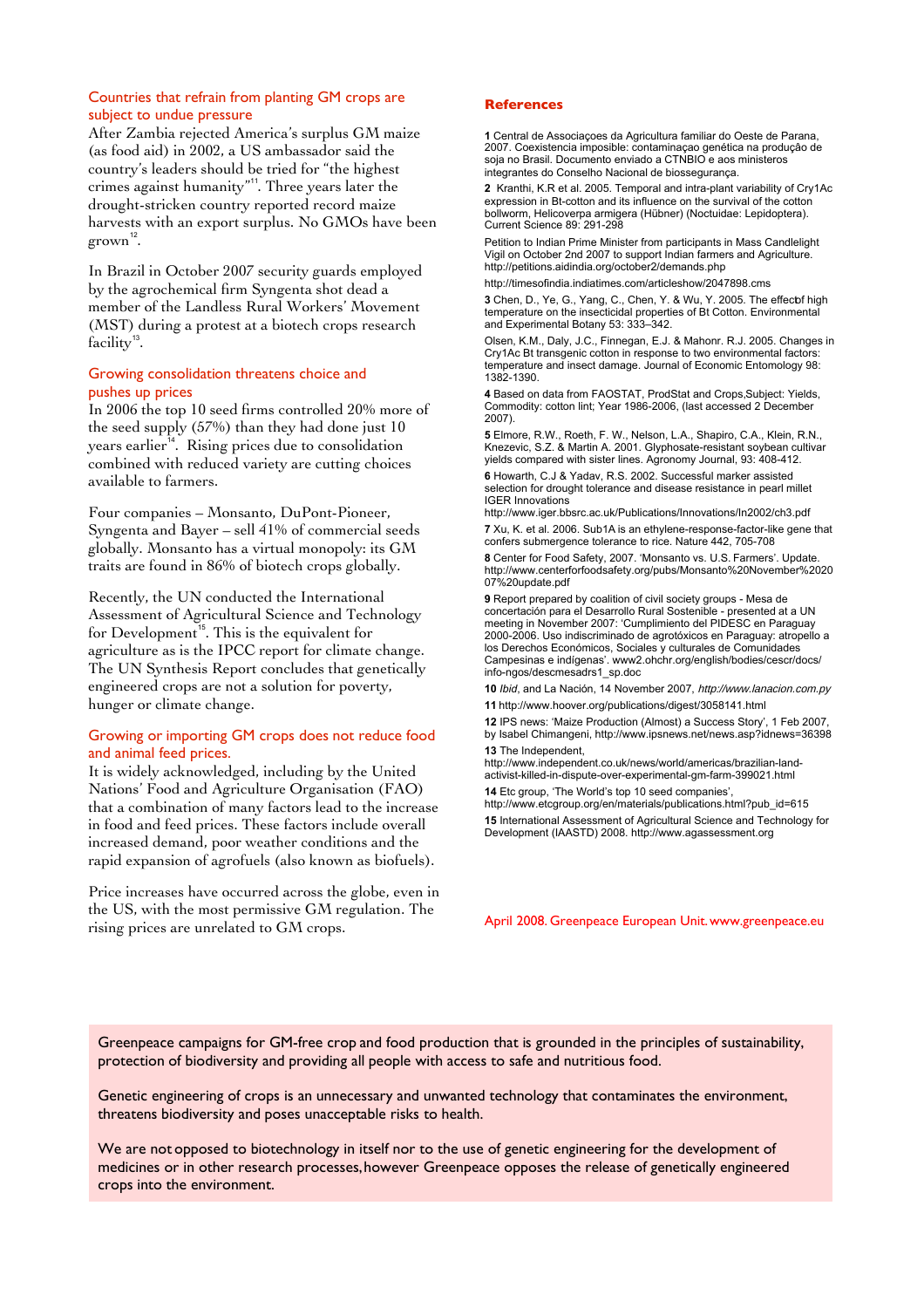### Countries that refrain from planting GM crops are subject to undue pressure

After Zambia rejected America's surplus GM maize (as food aid) in 2002, a US ambassador said the country's leaders should be tried for "the highest crimes against humanity"[11]. Three years later the drought-stricken country reported record maize harvests with an export surplus. No GMOs have been grown[12].

In Brazil in October 2007 security guards employed by the agrochemical firm Syngenta shot dead a member of the Landless Rural Workers' Movement (MST) during a protest at a biotech crops research facility[13].

### Growing consolidation threatens choice and pushes up prices

In 2006 the top 10 seed firms controlled 20% more of the seed supply (57%) than they had done just 10 years earlier[14]. Rising prices due to consolidation combined with reduced variety are cutting choices available to farmers.

Four companies – Monsanto, DuPont-Pioneer, Syngenta and Bayer – sell 41% of commercial seeds globally. Monsanto has a virtual monopoly: its GM traits are found in 86% of biotech crops globally.

Recently, the UN conducted the International Assessment of Agricultural Science and Technology for Development[15]. This is the equivalent for agriculture as is the IPCC report for climate change. The UN Synthesis Report concludes that genetically engineered crops are not a solution for poverty, hunger or climate change.

### Growing or importing GM crops does not reduce food and animal feed prices.

It is widely acknowledged, including by the United Nations' Food and Agriculture Organisation (FAO) that a combination of many factors lead to the increase in food and feed prices. These factors include overall increased demand, poor weather conditions and the rapid expansion of agrofuels (also known as biofuels).

Price increases have occurred across the globe, even in the US, with the most permissive GM regulation. The rising prices are unrelated to GM crops.

## References

**1** Central de Associaçoes da Agricultura familiar do Oeste de Parana, 2007. Coexistencia imposible: contaminaçao genética na produção de soja no Brasil. Documento enviado a CTNBIO e aos ministeros integrantes do Conselho Nacional de biossegurança.

**2** Kranthi, K.R et al. 2005. Temporal and intra-plant variability of Cry1Ac expression in Bt-cotton and its influence on the survival of the cotton bollworm, Helicoverpa armigera (Hübner) (Noctuidae: Lepidoptera). Current Science 89: 291-298

Petition to Indian Prime Minister from participants in Mass Candlelight Vigil on October 2nd 2007 to support Indian farmers and Agriculture. http://petitions.aidindia.org/october2/demands.php

http://timesofindia.indiatimes.com/articleshow/2047898.cms

**3** Chen, D., Ye, G., Yang, C., Chen, Y. & Wu, Y. 2005. The effecbf high temperature on the insecticidal properties of Bt Cotton. Environmental and Experimental Botany 53: 333–342.

Olsen, K.M., Daly, J.C., Finnegan, E.J. & Mahonr. R.J. 2005. Changes in Cry1Ac Bt transgenic cotton in response to two environmental factors: temperature and insect damage. Journal of Economic Entomology 98: 1382-1390.

**4** Based on data from FAOSTAT, ProdStat and Crops,Subject: Yields, Commodity: cotton lint; Year 1986-2006, (last accessed 2 December 2007).

**5** Elmore, R.W., Roeth, F. W., Nelson, L.A., Shapiro, C.A., Klein, R.N., Knezevic, S.Z. & Martin A. 2001. Glyphosate-resistant soybean cultivar yields compared with sister lines. Agronomy Journal, 93: 408-412.

**6** Howarth, C.J & Yadav, R.S. 2002. Successful marker assisted selection for drought tolerance and disease resistance in pearl millet IGER Innovations http://www.iger.bbsrc.ac.uk/Publications/Innovations/In2002/ch3.pdf

**7** Xu, K. et al. 2006. Sub1A is an ethylene-response-factor-like gene that confers submergence tolerance to rice. Nature 442, 705-708

**8** Center for Food Safety, 2007. 'Monsanto vs. U.S. Farmers'. Update. http://www.centerforfoodsafety.org/pubs/Monsanto%20November%202007%20update.pdf

**9** Report prepared by coalition of civil society groups - Mesa de concertación para el Desarrollo Rural Sostenible - presented at a UN meeting in November 2007: 'Cumplimiento del PIDESC en Paraguay 2000-2006. Uso indiscriminado de agrotóxicos en Paraguay: atropello a los Derechos Económicos, Sociales y culturales de Comunidades Campesinas e indígenas'. www2.ohchr.org/english/bodies/cescr/docs/info-ngos/descmesadrs1_sp.doc

**10** *Ibid*, and La Nación, 14 November 2007, *http://www.lanacion.com.py*

**11** http://www.hoover.org/publications/digest/3058141.html

**12** IPS news: 'Maize Production (Almost) a Success Story', 1 Feb 2007, by Isabel Chimangeni, http://www.ipsnews.net/news.asp?idnews=36398

**13** The Independent, http://www.independent.co.uk/news/world/americas/brazilian-land-activist-killed-in-dispute-over-experimental-gm-farm-399021.html

**14** Etc group, 'The World's top 10 seed companies', http://www.etcgroup.org/en/materials/publications.html?pub_id=615

**15** International Assessment of Agricultural Science and Technology for Development (IAASTD) 2008. http://www.agassessment.org

April 2008. Greenpeace European Unit. www.greenpeace.eu

Greenpeace campaigns for GM-free crop and food production that is grounded in the principles of sustainability, protection of biodiversity and providing all people with access to safe and nutritious food.

Genetic engineering of crops is an unnecessary and unwanted technology that contaminates the environment, threatens biodiversity and poses unacceptable risks to health.

We are not opposed to biotechnology in itself nor to the use of genetic engineering for the development of medicines or in other research processes, however Greenpeace opposes the release of genetically engineered crops into the environment.